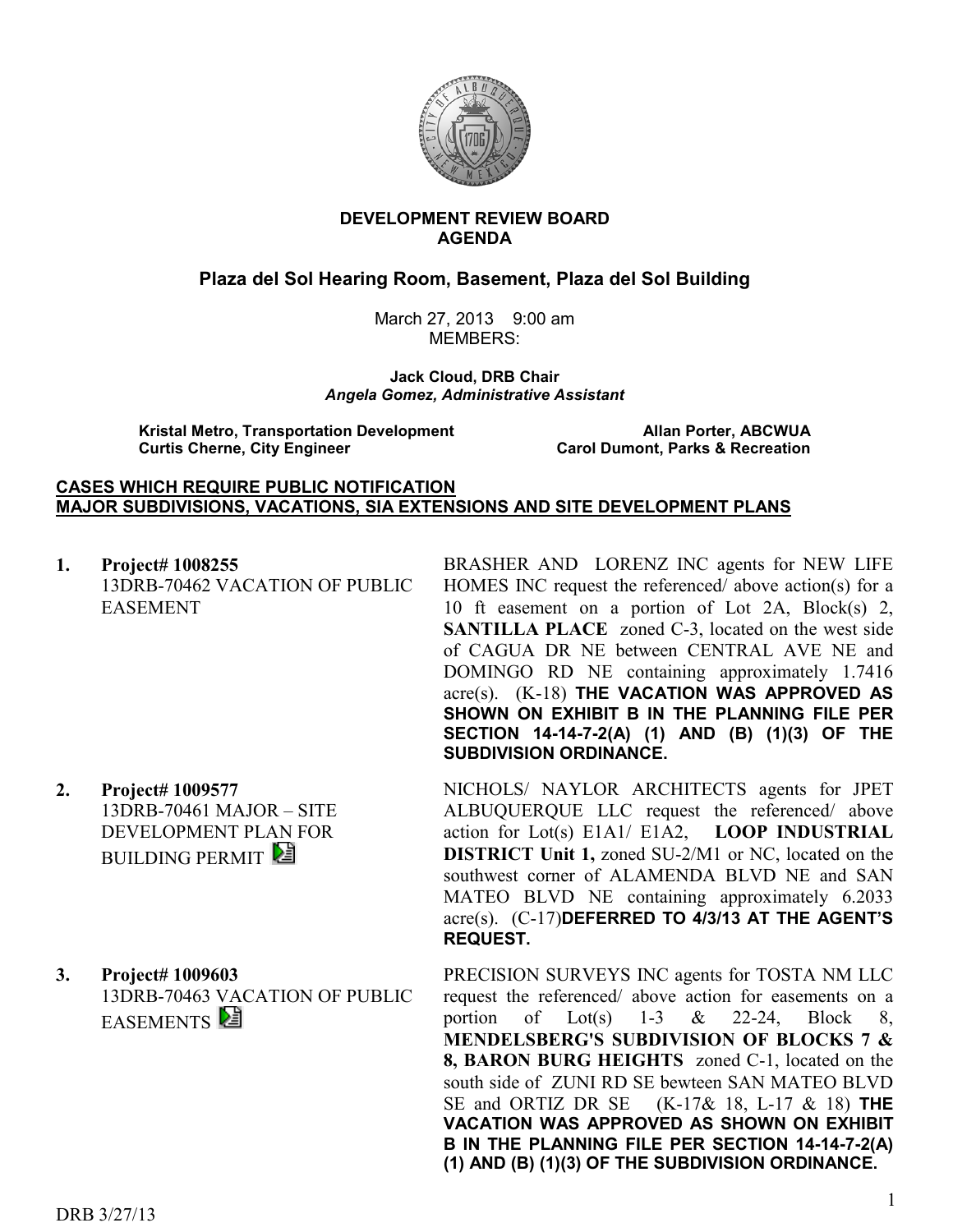**DEVELOPMENT REVIEW BOARD**
**AGENDA**

## Plaza del Sol Hearing Room, Basement, Plaza del Sol Building

March 27, 2013 9:00 am
MEMBERS:

**Jack Cloud, DRB Chair**
***Angela Gomez, Administrative Assistant***

**Kristal Metro, Transportation Development** | **Allan Porter, ABCWUA**
**Curtis Cherne, City Engineer** | **Carol Dumont, Parks & Recreation**

**CASES WHICH REQUIRE PUBLIC NOTIFICATION**
**MAJOR SUBDIVISIONS, VACATIONS, SIA EXTENSIONS AND SITE DEVELOPMENT PLANS**

**1. Project# 1008255**
13DRB-70462 VACATION OF PUBLIC EASEMENT

BRASHER AND LORENZ INC agents for NEW LIFE HOMES INC request the referenced/ above action(s) for a 10 ft easement on a portion of Lot 2A, Block(s) 2, **SANTILLA PLACE** zoned C-3, located on the west side of CAGUA DR NE between CENTRAL AVE NE and DOMINGO RD NE containing approximately 1.7416 acre(s). (K-18) **THE VACATION WAS APPROVED AS SHOWN ON EXHIBIT B IN THE PLANNING FILE PER SECTION 14-14-7-2(A) (1) AND (B) (1)(3) OF THE SUBDIVISION ORDINANCE.**

**2. Project# 1009577**
13DRB-70461 MAJOR – SITE DEVELOPMENT PLAN FOR BUILDING PERMIT

NICHOLS/ NAYLOR ARCHITECTS agents for JPET ALBUQUERQUE LLC request the referenced/ above action for Lot(s) E1A1/ E1A2, **LOOP INDUSTRIAL DISTRICT Unit 1,** zoned SU-2/M1 or NC, located on the southwest corner of ALAMENDA BLVD NE and SAN MATEO BLVD NE containing approximately 6.2033 acre(s). (C-17)**DEFERRED TO 4/3/13 AT THE AGENT'S REQUEST.**

**3. Project# 1009603**
13DRB-70463 VACATION OF PUBLIC EASEMENTS

PRECISION SURVEYS INC agents for TOSTA NM LLC request the referenced/ above action for easements on a portion of Lot(s) 1-3 & 22-24, Block 8, **MENDELSBERG'S SUBDIVISION OF BLOCKS 7 & 8, BARON BURG HEIGHTS** zoned C-1, located on the south side of ZUNI RD SE bewteen SAN MATEO BLVD SE and ORTIZ DR SE (K-17& 18, L-17 & 18) **THE VACATION WAS APPROVED AS SHOWN ON EXHIBIT B IN THE PLANNING FILE PER SECTION 14-14-7-2(A) (1) AND (B) (1)(3) OF THE SUBDIVISION ORDINANCE.**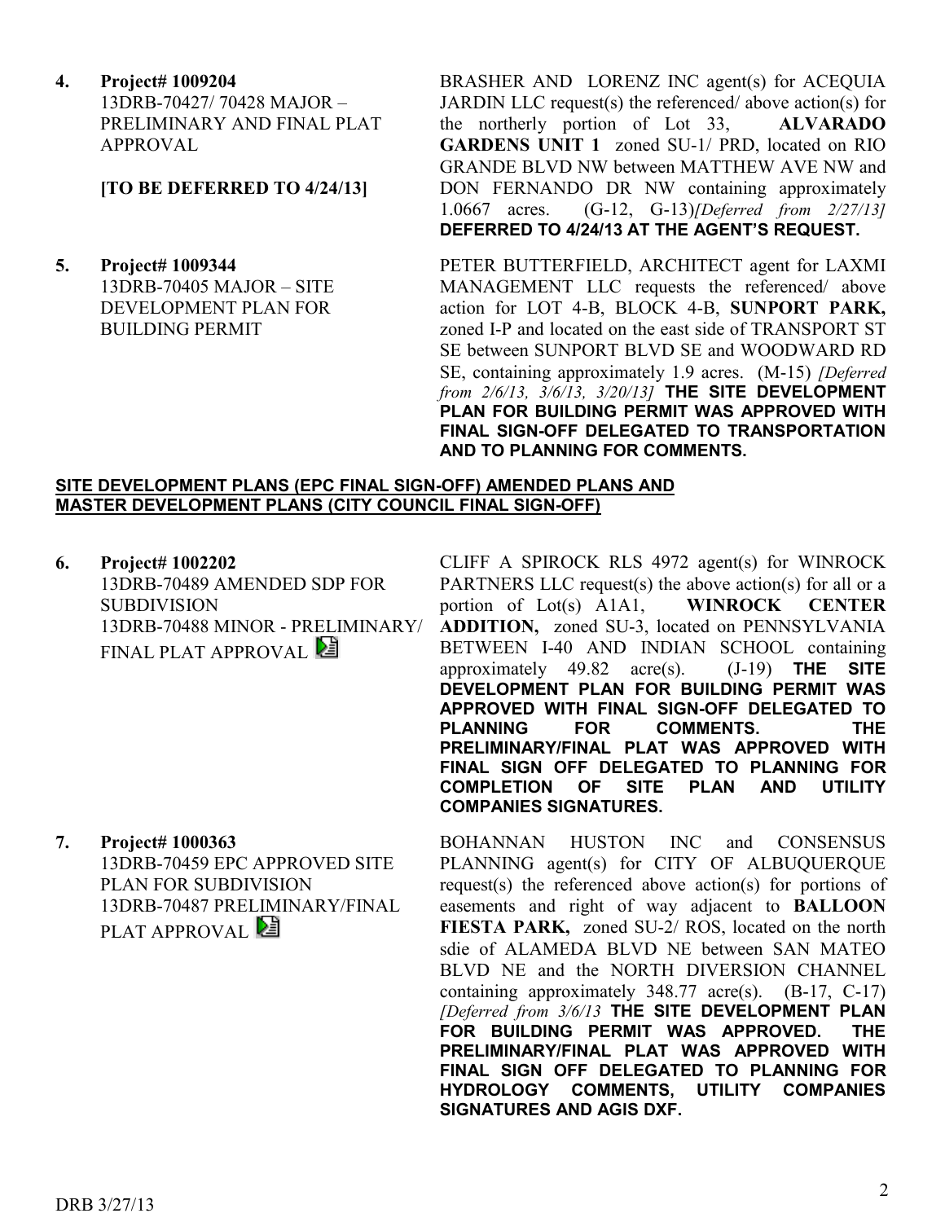**4. Project# 1009204**
13DRB-70427/ 70428 MAJOR – PRELIMINARY AND FINAL PLAT APPROVAL

**[TO BE DEFERRED TO 4/24/13]**

BRASHER AND LORENZ INC agent(s) for ACEQUIA JARDIN LLC request(s) the referenced/ above action(s) for the northerly portion of Lot 33, **ALVARADO GARDENS UNIT 1** zoned SU-1/ PRD, located on RIO GRANDE BLVD NW between MATTHEW AVE NW and DON FERNANDO DR NW containing approximately 1.0667 acres. (G-12, G-13)*[Deferred from 2/27/13]* **DEFERRED TO 4/24/13 AT THE AGENT'S REQUEST.**

**5. Project# 1009344**
13DRB-70405 MAJOR – SITE DEVELOPMENT PLAN FOR BUILDING PERMIT

PETER BUTTERFIELD, ARCHITECT agent for LAXMI MANAGEMENT LLC requests the referenced/ above action for LOT 4-B, BLOCK 4-B, **SUNPORT PARK,** zoned I-P and located on the east side of TRANSPORT ST SE between SUNPORT BLVD SE and WOODWARD RD SE, containing approximately 1.9 acres. (M-15) *[Deferred from 2/6/13, 3/6/13, 3/20/13]* **THE SITE DEVELOPMENT PLAN FOR BUILDING PERMIT WAS APPROVED WITH FINAL SIGN-OFF DELEGATED TO TRANSPORTATION AND TO PLANNING FOR COMMENTS.**

**SITE DEVELOPMENT PLANS (EPC FINAL SIGN-OFF) AMENDED PLANS AND MASTER DEVELOPMENT PLANS (CITY COUNCIL FINAL SIGN-OFF)**

**6. Project# 1002202**
13DRB-70489 AMENDED SDP FOR SUBDIVISION
13DRB-70488 MINOR - PRELIMINARY/ FINAL PLAT APPROVAL

CLIFF A SPIROCK RLS 4972 agent(s) for WINROCK PARTNERS LLC request(s) the above action(s) for all or a portion of Lot(s) A1A1, **WINROCK CENTER ADDITION,** zoned SU-3, located on PENNSYLVANIA BETWEEN I-40 AND INDIAN SCHOOL containing approximately 49.82 acre(s). (J-19) **THE SITE DEVELOPMENT PLAN FOR BUILDING PERMIT WAS APPROVED WITH FINAL SIGN-OFF DELEGATED TO PLANNING FOR COMMENTS. THE PRELIMINARY/FINAL PLAT WAS APPROVED WITH FINAL SIGN OFF DELEGATED TO PLANNING FOR COMPLETION OF SITE PLAN AND UTILITY COMPANIES SIGNATURES.**

**7. Project# 1000363**
13DRB-70459 EPC APPROVED SITE PLAN FOR SUBDIVISION
13DRB-70487 PRELIMINARY/FINAL PLAT APPROVAL

BOHANNAN HUSTON INC and CONSENSUS PLANNING agent(s) for CITY OF ALBUQUERQUE request(s) the referenced above action(s) for portions of easements and right of way adjacent to **BALLOON FIESTA PARK,** zoned SU-2/ ROS, located on the north sdie of ALAMEDA BLVD NE between SAN MATEO BLVD NE and the NORTH DIVERSION CHANNEL containing approximately 348.77 acre(s). (B-17, C-17) *[Deferred from 3/6/13* **THE SITE DEVELOPMENT PLAN FOR BUILDING PERMIT WAS APPROVED. THE PRELIMINARY/FINAL PLAT WAS APPROVED WITH FINAL SIGN OFF DELEGATED TO PLANNING FOR HYDROLOGY COMMENTS, UTILITY COMPANIES SIGNATURES AND AGIS DXF.**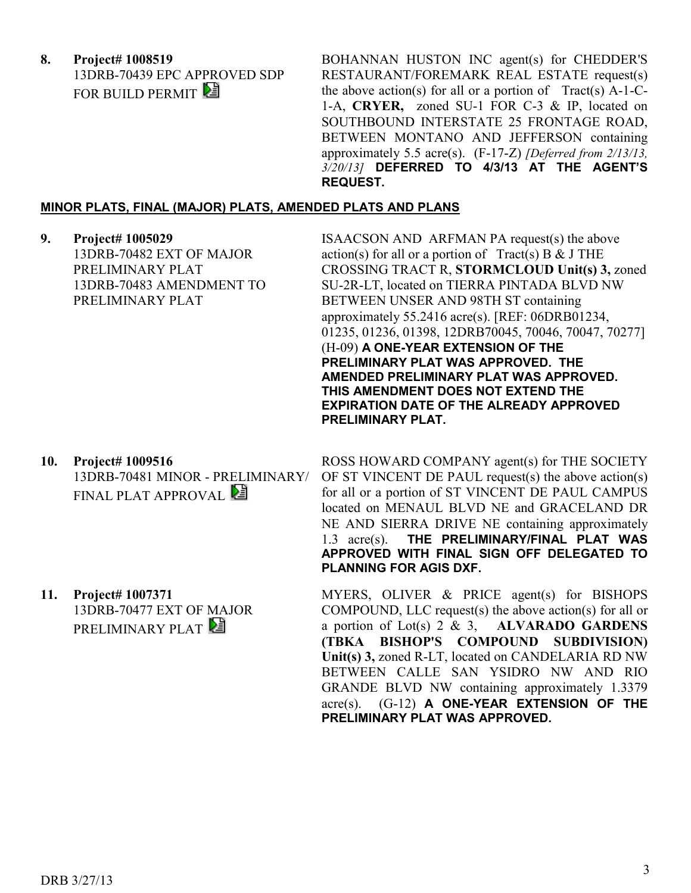**8. Project# 1008519**
13DRB-70439 EPC APPROVED SDP FOR BUILD PERMIT

BOHANNAN HUSTON INC agent(s) for CHEDDER'S RESTAURANT/FOREMARK REAL ESTATE request(s) the above action(s) for all or a portion of Tract(s) A-1-C-1-A, **CRYER,** zoned SU-1 FOR C-3 & IP, located on SOUTHBOUND INTERSTATE 25 FRONTAGE ROAD, BETWEEN MONTANO AND JEFFERSON containing approximately 5.5 acre(s). (F-17-Z) *[Deferred from 2/13/13, 3/20/13]* **DEFERRED TO 4/3/13 AT THE AGENT'S REQUEST.**

**MINOR PLATS, FINAL (MAJOR) PLATS, AMENDED PLATS AND PLANS**

**9. Project# 1005029**
13DRB-70482 EXT OF MAJOR PRELIMINARY PLAT
13DRB-70483 AMENDMENT TO PRELIMINARY PLAT

ISAACSON AND ARFMAN PA request(s) the above action(s) for all or a portion of Tract(s) B & J THE CROSSING TRACT R, **STORMCLOUD Unit(s) 3,** zoned SU-2R-LT, located on TIERRA PINTADA BLVD NW BETWEEN UNSER AND 98TH ST containing approximately 55.2416 acre(s). [REF: 06DRB01234, 01235, 01236, 01398, 12DRB70045, 70046, 70047, 70277] (H-09) **A ONE-YEAR EXTENSION OF THE PRELIMINARY PLAT WAS APPROVED. THE AMENDED PRELIMINARY PLAT WAS APPROVED. THIS AMENDMENT DOES NOT EXTEND THE EXPIRATION DATE OF THE ALREADY APPROVED PRELIMINARY PLAT.**

**10. Project# 1009516**
13DRB-70481 MINOR - PRELIMINARY/ FINAL PLAT APPROVAL

ROSS HOWARD COMPANY agent(s) for THE SOCIETY OF ST VINCENT DE PAUL request(s) the above action(s) for all or a portion of ST VINCENT DE PAUL CAMPUS located on MENAUL BLVD NE and GRACELAND DR NE AND SIERRA DRIVE NE containing approximately 1.3 acre(s). **THE PRELIMINARY/FINAL PLAT WAS APPROVED WITH FINAL SIGN OFF DELEGATED TO PLANNING FOR AGIS DXF.**

**11. Project# 1007371**
13DRB-70477 EXT OF MAJOR PRELIMINARY PLAT

MYERS, OLIVER & PRICE agent(s) for BISHOPS COMPOUND, LLC request(s) the above action(s) for all or a portion of Lot(s) 2 & 3, **ALVARADO GARDENS (TBKA BISHOP'S COMPOUND SUBDIVISION) Unit(s) 3,** zoned R-LT, located on CANDELARIA RD NW BETWEEN CALLE SAN YSIDRO NW AND RIO GRANDE BLVD NW containing approximately 1.3379 acre(s). (G-12) **A ONE-YEAR EXTENSION OF THE PRELIMINARY PLAT WAS APPROVED.**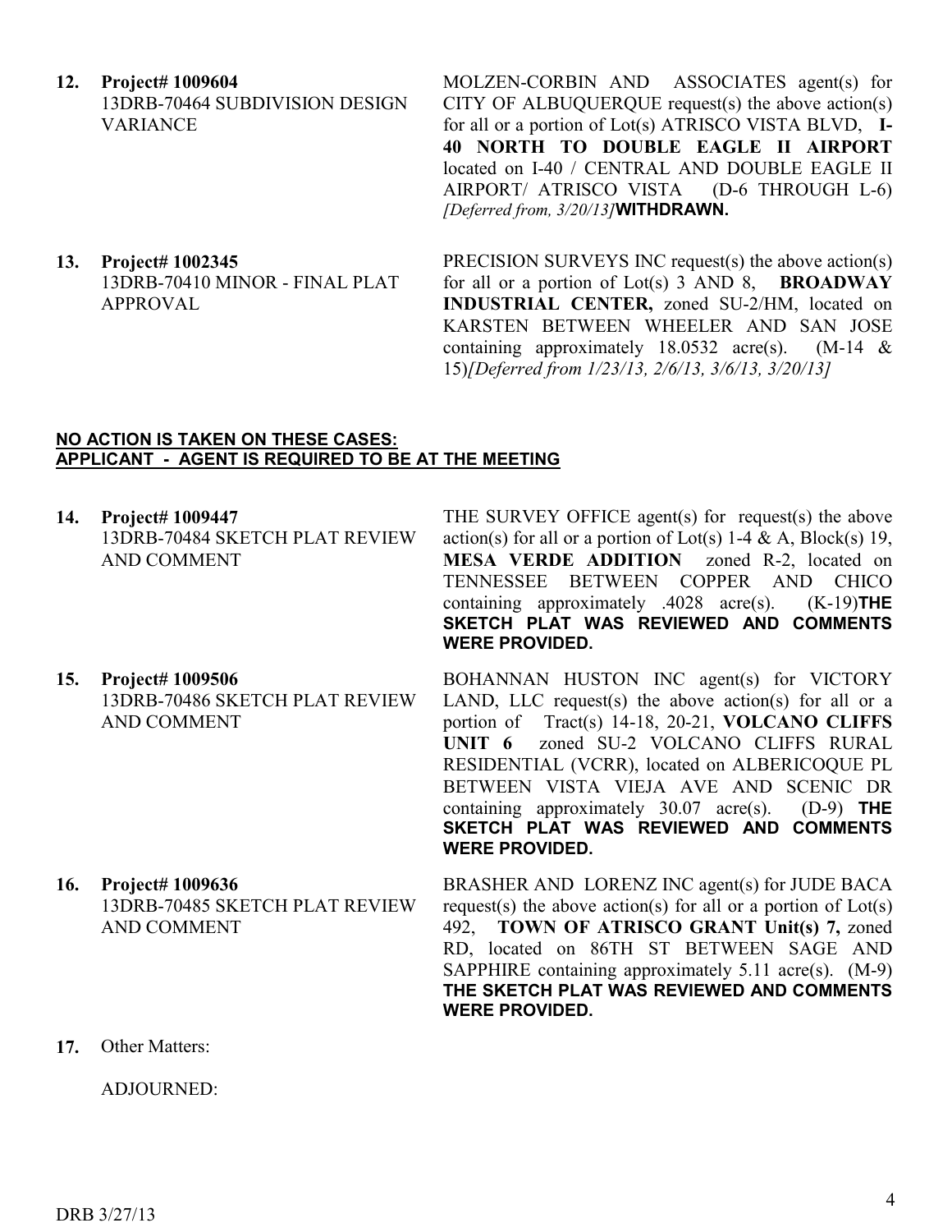**12. Project# 1009604**
13DRB-70464 SUBDIVISION DESIGN VARIANCE

MOLZEN-CORBIN AND ASSOCIATES agent(s) for CITY OF ALBUQUERQUE request(s) the above action(s) for all or a portion of Lot(s) ATRISCO VISTA BLVD, **I-40 NORTH TO DOUBLE EAGLE II AIRPORT** located on I-40 / CENTRAL AND DOUBLE EAGLE II AIRPORT/ ATRISCO VISTA (D-6 THROUGH L-6) *[Deferred from, 3/20/13]* **WITHDRAWN.**

**13. Project# 1002345**
13DRB-70410 MINOR - FINAL PLAT APPROVAL

PRECISION SURVEYS INC request(s) the above action(s) for all or a portion of Lot(s) 3 AND 8, **BROADWAY INDUSTRIAL CENTER,** zoned SU-2/HM, located on KARSTEN BETWEEN WHEELER AND SAN JOSE containing approximately 18.0532 acre(s). (M-14 & 15) *[Deferred from 1/23/13, 2/6/13, 3/6/13, 3/20/13]*

**NO ACTION IS TAKEN ON THESE CASES:**
**APPLICANT - AGENT IS REQUIRED TO BE AT THE MEETING**

**14. Project# 1009447**
13DRB-70484 SKETCH PLAT REVIEW AND COMMENT

THE SURVEY OFFICE agent(s) for request(s) the above action(s) for all or a portion of Lot(s) 1-4 & A, Block(s) 19, **MESA VERDE ADDITION** zoned R-2, located on TENNESSEE BETWEEN COPPER AND CHICO containing approximately .4028 acre(s). (K-19) **THE SKETCH PLAT WAS REVIEWED AND COMMENTS WERE PROVIDED.**

**15. Project# 1009506**
13DRB-70486 SKETCH PLAT REVIEW AND COMMENT

BOHANNAN HUSTON INC agent(s) for VICTORY LAND, LLC request(s) the above action(s) for all or a portion of Tract(s) 14-18, 20-21, **VOLCANO CLIFFS UNIT 6** zoned SU-2 VOLCANO CLIFFS RURAL RESIDENTIAL (VCRR), located on ALBERICOQUE PL BETWEEN VISTA VIEJA AVE AND SCENIC DR containing approximately 30.07 acre(s). (D-9) **THE SKETCH PLAT WAS REVIEWED AND COMMENTS WERE PROVIDED.**

**16. Project# 1009636**
13DRB-70485 SKETCH PLAT REVIEW AND COMMENT

BRASHER AND LORENZ INC agent(s) for JUDE BACA request(s) the above action(s) for all or a portion of Lot(s) 492, **TOWN OF ATRISCO GRANT Unit(s) 7,** zoned RD, located on 86TH ST BETWEEN SAGE AND SAPPHIRE containing approximately 5.11 acre(s). (M-9) **THE SKETCH PLAT WAS REVIEWED AND COMMENTS WERE PROVIDED.**

**17.** Other Matters:

ADJOURNED: